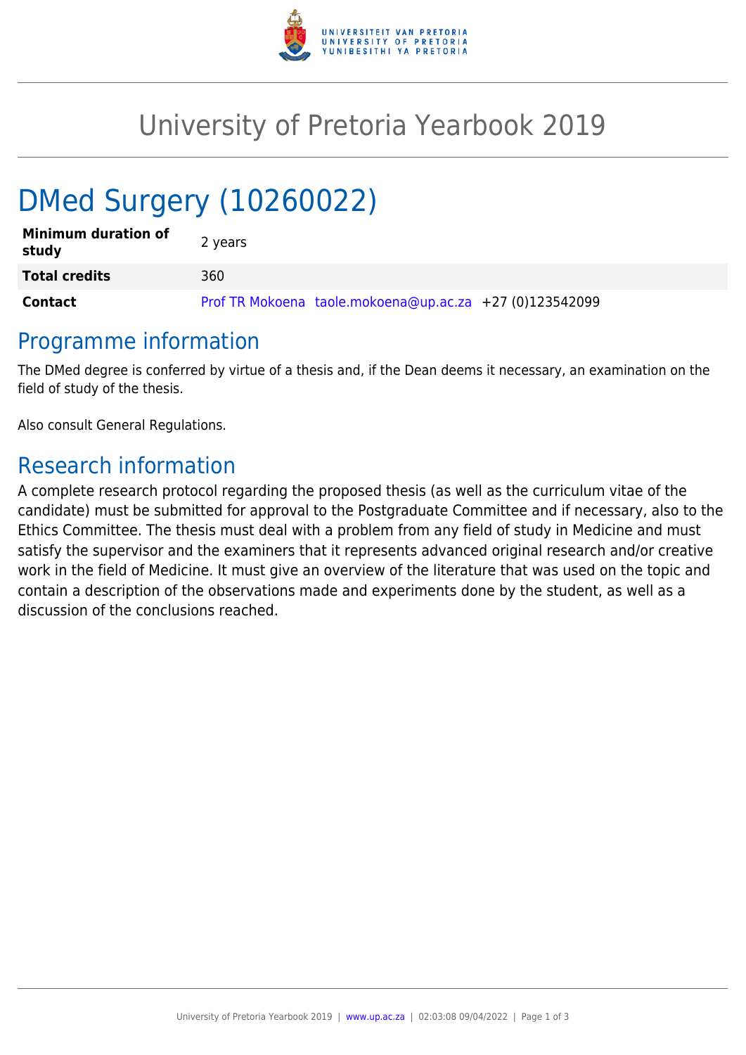# University of Pretoria Yearbook 2019

## DMed Surgery (10260022)

| | |
|---|---|
| **Minimum duration of study** | 2 years |
| **Total credits** | 360 |
| **Contact** | Prof TR Mokoena taole.mokoena@up.ac.za +27 (0)123542099 |

## Programme information

The DMed degree is conferred by virtue of a thesis and, if the Dean deems it necessary, an examination on the field of study of the thesis.

Also consult General Regulations.

## Research information

A complete research protocol regarding the proposed thesis (as well as the curriculum vitae of the candidate) must be submitted for approval to the Postgraduate Committee and if necessary, also to the Ethics Committee. The thesis must deal with a problem from any field of study in Medicine and must satisfy the supervisor and the examiners that it represents advanced original research and/or creative work in the field of Medicine. It must give an overview of the literature that was used on the topic and contain a description of the observations made and experiments done by the student, as well as a discussion of the conclusions reached.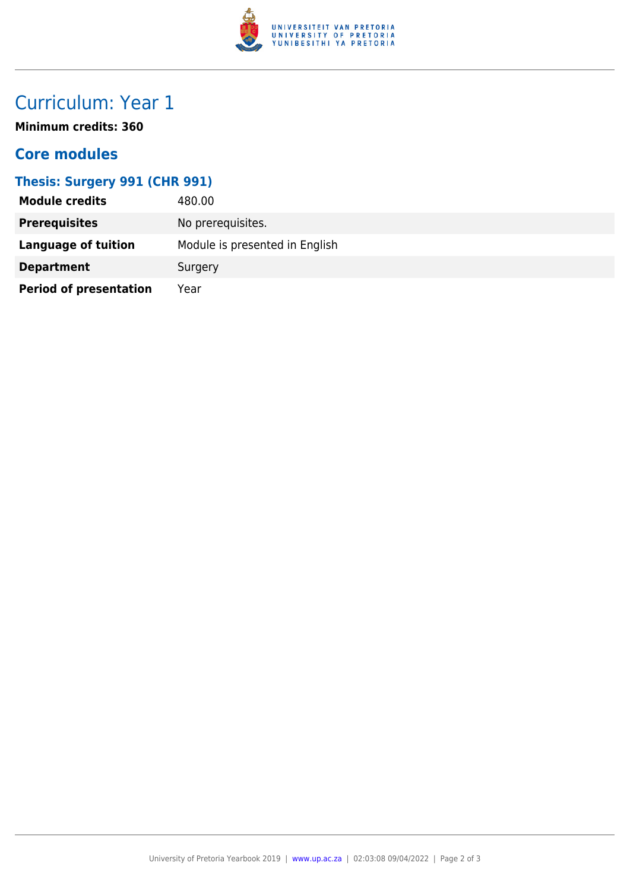# Curriculum: Year 1

**Minimum credits: 360**

## Core modules

### Thesis: Surgery 991 (CHR 991)

| | |
|---|---|
| **Module credits** | 480.00 |
| **Prerequisites** | No prerequisites. |
| **Language of tuition** | Module is presented in English |
| **Department** | Surgery |
| **Period of presentation** | Year |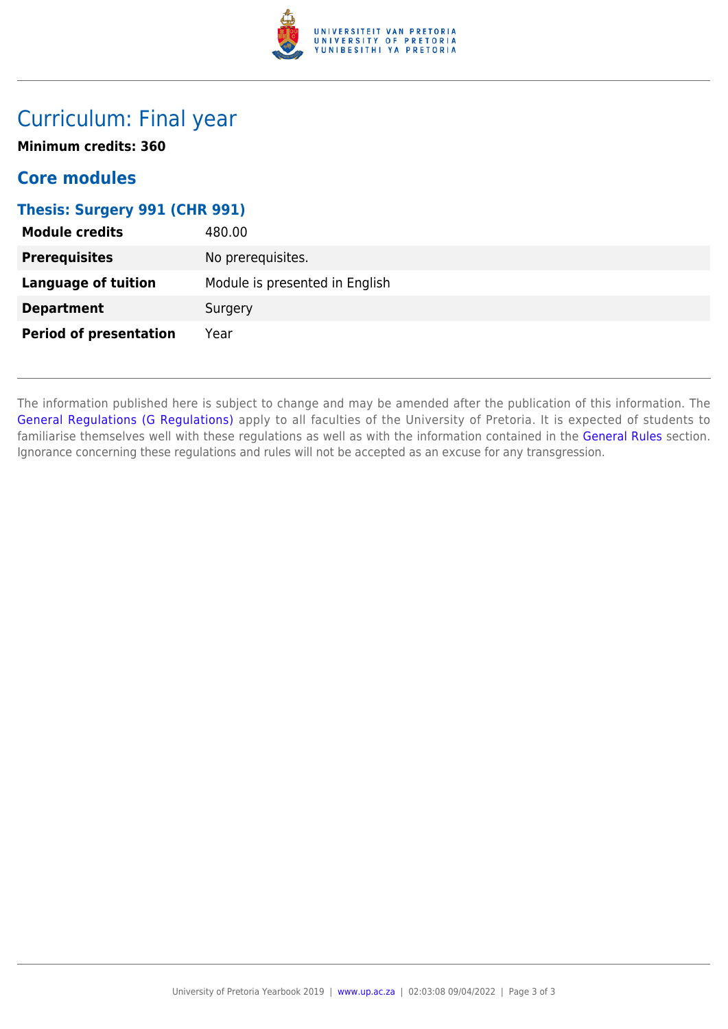# Curriculum: Final year

**Minimum credits: 360**

## Core modules

### Thesis: Surgery 991 (CHR 991)

| | |
|---|---|
| **Module credits** | 480.00 |
| **Prerequisites** | No prerequisites. |
| **Language of tuition** | Module is presented in English |
| **Department** | Surgery |
| **Period of presentation** | Year |

The information published here is subject to change and may be amended after the publication of this information. The General Regulations (G Regulations) apply to all faculties of the University of Pretoria. It is expected of students to familiarise themselves well with these regulations as well as with the information contained in the General Rules section. Ignorance concerning these regulations and rules will not be accepted as an excuse for any transgression.